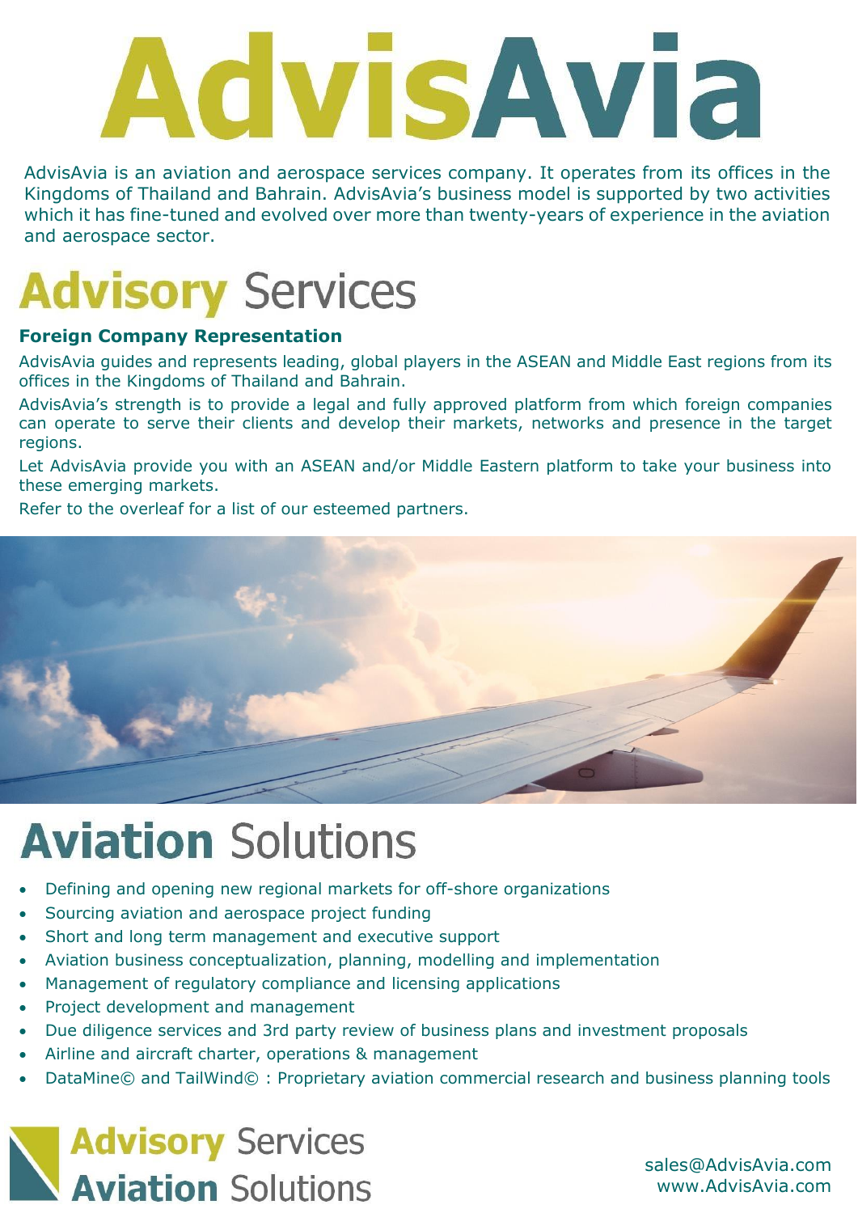# AdvisAvia

AdvisAvia is an aviation and aerospace services company. It operates from its offices in the Kingdoms of Thailand and Bahrain. AdvisAvia's business model is supported by two activities which it has fine-tuned and evolved over more than twenty-years of experience in the aviation and aerospace sector.

## Advisory Services

### Foreign Company Representation

AdvisAvia guides and represents leading, global players in the ASEAN and Middle East regions from its offices in the Kingdoms of Thailand and Bahrain.

AdvisAvia's strength is to provide a legal and fully approved platform from which foreign companies can operate to serve their clients and develop their markets, networks and presence in the target regions.

Let AdvisAvia provide you with an ASEAN and/or Middle Eastern platform to take your business into these emerging markets.

Refer to the overleaf for a list of our esteemed partners.

## Aviation Solutions

- Defining and opening new regional markets for off-shore organizations
- Sourcing aviation and aerospace project funding
- Short and long term management and executive support
- Aviation business conceptualization, planning, modelling and implementation
- Management of regulatory compliance and licensing applications
- Project development and management
- Due diligence services and 3rd party review of business plans and investment proposals
- Airline and aircraft charter, operations & management
- DataMine© and TailWind© : Proprietary aviation commercial research and business planning tools

**Advisory** Services
**Aviation** Solutions

sales@AdvisAvia.com
www.AdvisAvia.com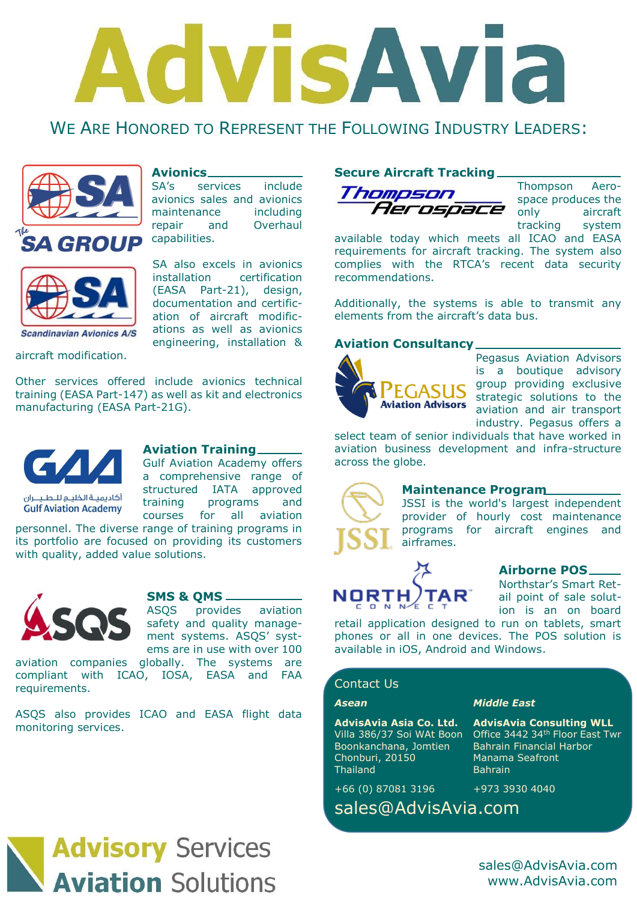# AdvisAvia

## We Are Honored to Represent the Following Industry Leaders:

### Avionics

SA's services include avionics sales and avionics maintenance including repair and Overhaul capabilities.

SA also excels in avionics installation certification (EASA Part-21), design, documentation and certification of aircraft modifications as well as avionics engineering, installation & aircraft modification.

Other services offered include avionics technical training (EASA Part-147) as well as kit and electronics manufacturing (EASA Part-21G).

### Aviation Training

Gulf Aviation Academy offers a comprehensive range of structured IATA approved training programs and courses for all aviation personnel. The diverse range of training programs in its portfolio are focused on providing its customers with quality, added value solutions.

### SMS & QMS

ASQS provides aviation safety and quality management systems. ASQS' systems are in use with over 100 aviation companies globally. The systems are compliant with ICAO, IOSA, EASA and FAA requirements.

ASQS also provides ICAO and EASA flight data monitoring services.

### Secure Aircraft Tracking

Thompson Aerospace produces the only aircraft tracking system available today which meets all ICAO and EASA requirements for aircraft tracking. The system also complies with the RTCA's recent data security recommendations.

Additionally, the systems is able to transmit any elements from the aircraft's data bus.

### Aviation Consultancy

Pegasus Aviation Advisors is a boutique advisory group providing exclusive strategic solutions to the aviation and air transport industry. Pegasus offers a select team of senior individuals that have worked in aviation business development and infra-structure across the globe.

### Maintenance Program

JSSI is the world's largest independent provider of hourly cost maintenance programs for aircraft engines and airframes.

### Airborne POS

Northstar's Smart Retail point of sale solution is an on board retail application designed to run on tablets, smart phones or all in one devices. The POS solution is available in iOS, Android and Windows.

## Contact Us

***Asean***

**AdvisAvia Asia Co. Ltd.**
Villa 386/37 Soi WAt Boon
Boonkanchana, Jomtien
Chonburi, 20150
Thailand

+66 (0) 87081 3196

***Middle East***

**AdvisAvia Consulting WLL**
Office 3442 34th Floor East Twr
Bahrain Financial Harbor
Manama Seafront
Bahrain

+973 3930 4040

sales@AdvisAvia.com

**Advisory** Services
**Aviation** Solutions

sales@AdvisAvia.com
www.AdvisAvia.com